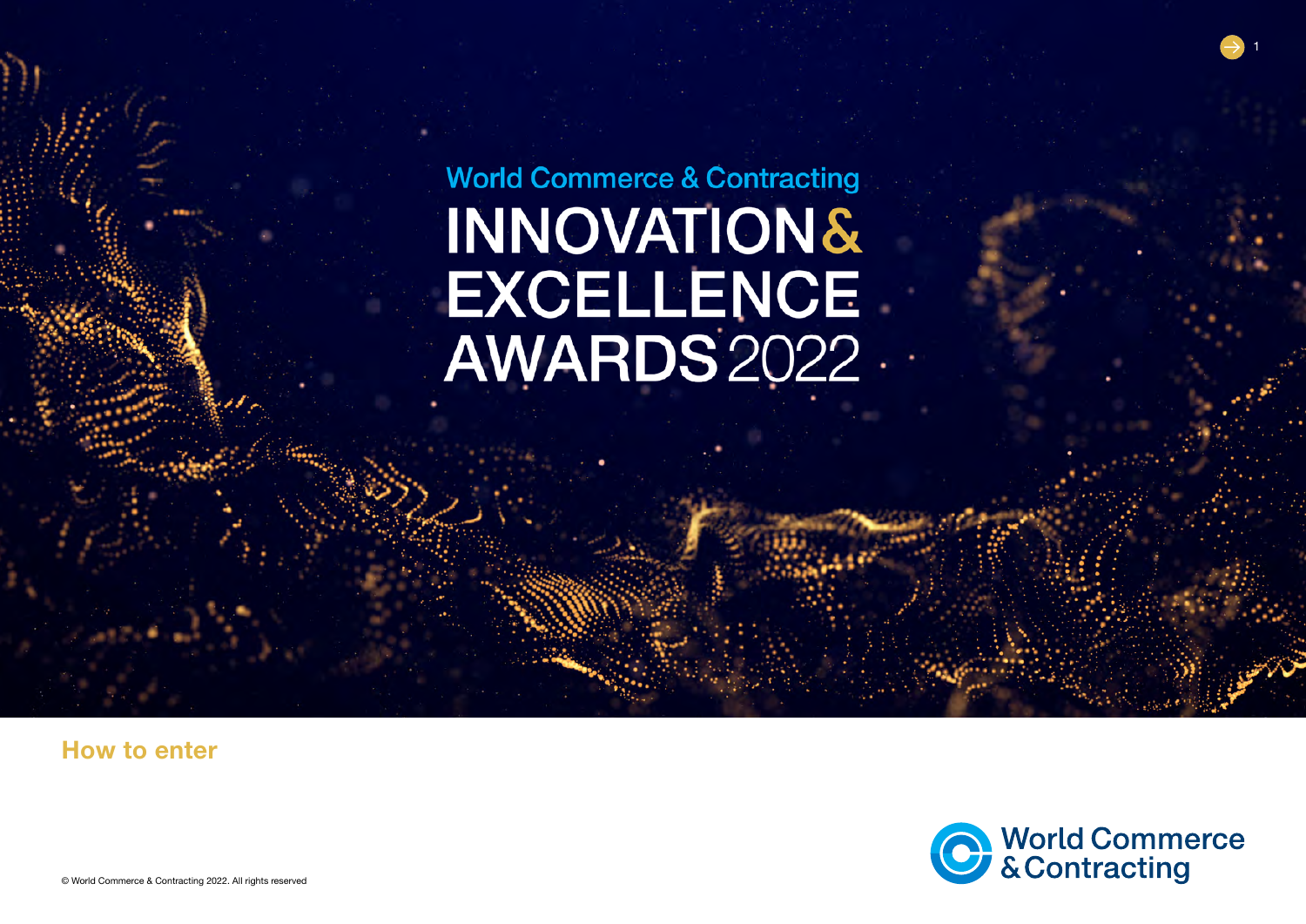World Commerce & Contracting

# INNOVATION & EXCELLENCE AWARDS 2022

## How to enter

World Commerce & Contracting

© World Commerce & Contracting 2022. All rights reserved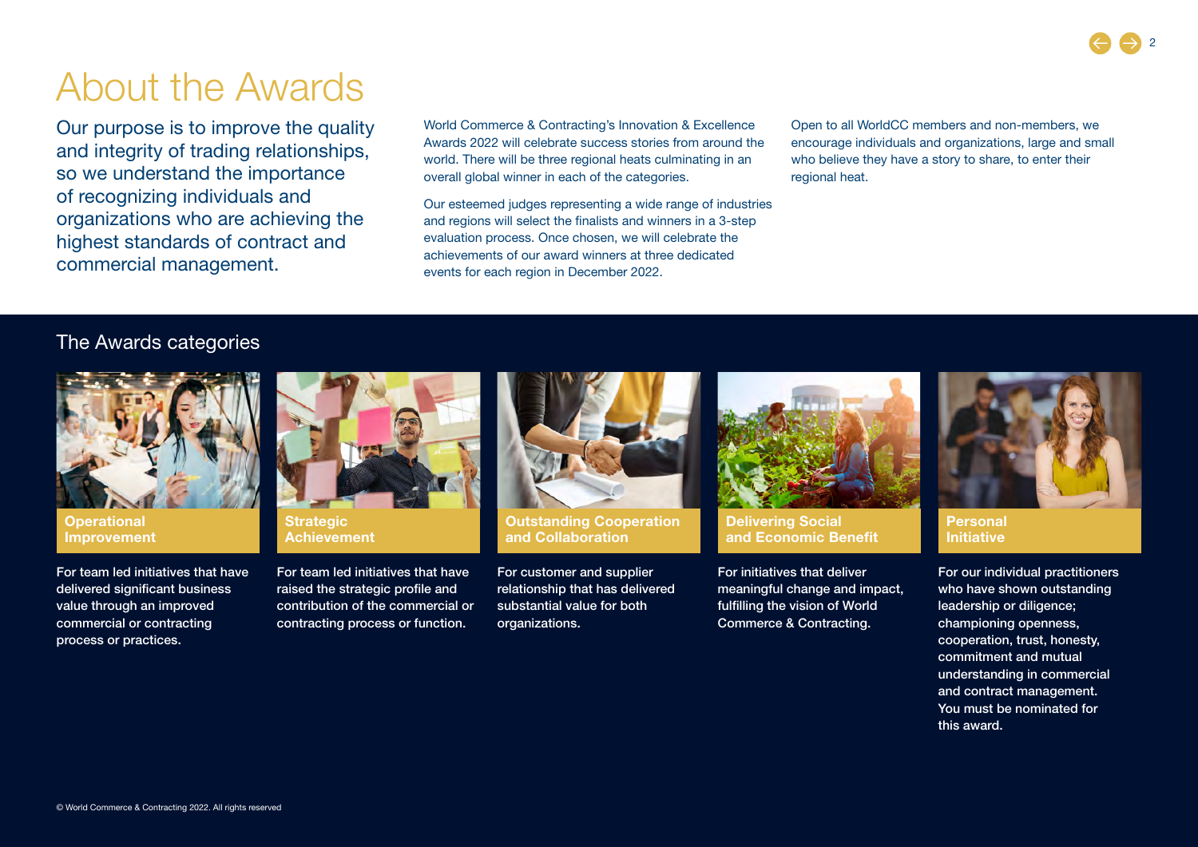# About the Awards

Our purpose is to improve the quality and integrity of trading relationships, so we understand the importance of recognizing individuals and organizations who are achieving the highest standards of contract and commercial management.

World Commerce & Contracting's Innovation & Excellence Awards 2022 will celebrate success stories from around the world. There will be three regional heats culminating in an overall global winner in each of the categories.

Our esteemed judges representing a wide range of industries and regions will select the finalists and winners in a 3-step evaluation process. Once chosen, we will celebrate the achievements of our award winners at three dedicated events for each region in December 2022.

Open to all WorldCC members and non-members, we encourage individuals and organizations, large and small who believe they have a story to share, to enter their regional heat.

## The Awards categories

### Operational Improvement

For team led initiatives that have delivered significant business value through an improved commercial or contracting process or practices.

### Strategic Achievement

For team led initiatives that have raised the strategic profile and contribution of the commercial or contracting process or function.

### Outstanding Cooperation and Collaboration

For customer and supplier relationship that has delivered substantial value for both organizations.

### Delivering Social and Economic Benefit

For initiatives that deliver meaningful change and impact, fulfilling the vision of World Commerce & Contracting.

### Personal Initiative

For our individual practitioners who have shown outstanding leadership or diligence; championing openness, cooperation, trust, honesty, commitment and mutual understanding in commercial and contract management. You must be nominated for this award.

© World Commerce & Contracting 2022. All rights reserved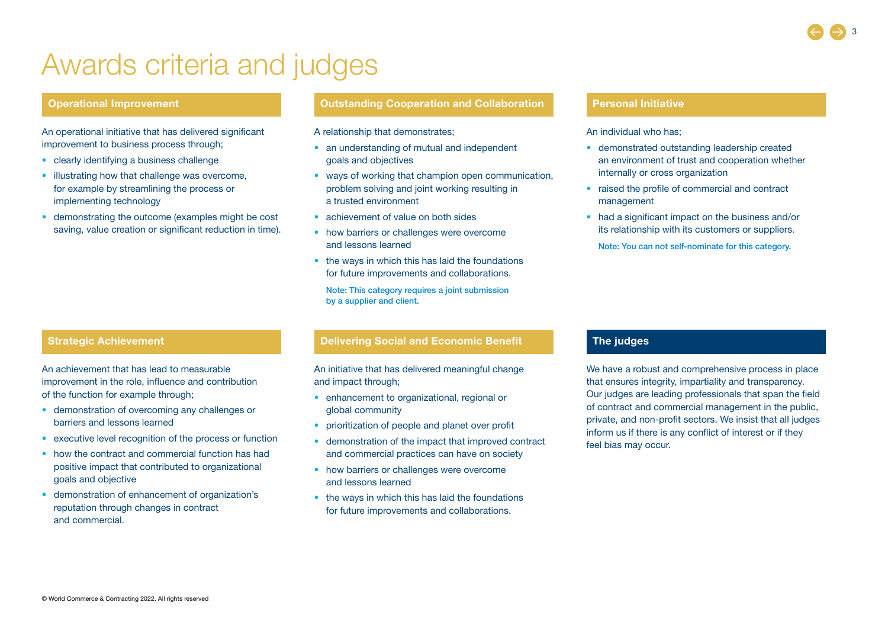# Awards criteria and judges

## Operational Improvement

An operational initiative that has delivered significant improvement to business process through;

- clearly identifying a business challenge
- illustrating how that challenge was overcome, for example by streamlining the process or implementing technology
- demonstrating the outcome (examples might be cost saving, value creation or significant reduction in time).

## Outstanding Cooperation and Collaboration

A relationship that demonstrates;

- an understanding of mutual and independent goals and objectives
- ways of working that champion open communication, problem solving and joint working resulting in a trusted environment
- achievement of value on both sides
- how barriers or challenges were overcome and lessons learned
- the ways in which this has laid the foundations for future improvements and collaborations.

Note: This category requires a joint submission by a supplier and client.

## Personal Initiative

An individual who has;

- demonstrated outstanding leadership created an environment of trust and cooperation whether internally or cross organization
- raised the profile of commercial and contract management
- had a significant impact on the business and/or its relationship with its customers or suppliers.

Note: You can not self-nominate for this category.

## Strategic Achievement

An achievement that has lead to measurable improvement in the role, influence and contribution of the function for example through;

- demonstration of overcoming any challenges or barriers and lessons learned
- executive level recognition of the process or function
- how the contract and commercial function has had positive impact that contributed to organizational goals and objective
- demonstration of enhancement of organization's reputation through changes in contract and commercial.

## Delivering Social and Economic Benefit

An initiative that has delivered meaningful change and impact through;

- enhancement to organizational, regional or global community
- prioritization of people and planet over profit
- demonstration of the impact that improved contract and commercial practices can have on society
- how barriers or challenges were overcome and lessons learned
- the ways in which this has laid the foundations for future improvements and collaborations.

## The judges

We have a robust and comprehensive process in place that ensures integrity, impartiality and transparency. Our judges are leading professionals that span the field of contract and commercial management in the public, private, and non-profit sectors. We insist that all judges inform us if there is any conflict of interest or if they feel bias may occur.

© World Commerce & Contracting 2022. All rights reserved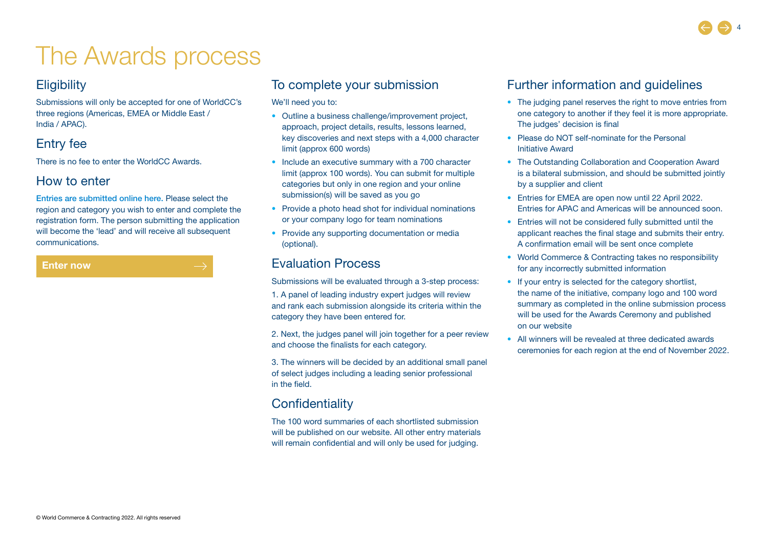# The Awards process

## Eligibility

Submissions will only be accepted for one of WorldCC's three regions (Americas, EMEA or Middle East / India / APAC).

## Entry fee

There is no fee to enter the WorldCC Awards.

## How to enter

Entries are submitted online here. Please select the region and category you wish to enter and complete the registration form. The person submitting the application will become the 'lead' and will receive all subsequent communications.

**Enter now** →

## To complete your submission

We'll need you to:

- Outline a business challenge/improvement project, approach, project details, results, lessons learned, key discoveries and next steps with a 4,000 character limit (approx 600 words)
- Include an executive summary with a 700 character limit (approx 100 words). You can submit for multiple categories but only in one region and your online submission(s) will be saved as you go
- Provide a photo head shot for individual nominations or your company logo for team nominations
- Provide any supporting documentation or media (optional).

## Evaluation Process

Submissions will be evaluated through a 3-step process:

1. A panel of leading industry expert judges will review and rank each submission alongside its criteria within the category they have been entered for.

2. Next, the judges panel will join together for a peer review and choose the finalists for each category.

3. The winners will be decided by an additional small panel of select judges including a leading senior professional in the field.

## Confidentiality

The 100 word summaries of each shortlisted submission will be published on our website. All other entry materials will remain confidential and will only be used for judging.

## Further information and guidelines

- The judging panel reserves the right to move entries from one category to another if they feel it is more appropriate. The judges' decision is final
- Please do NOT self-nominate for the Personal Initiative Award
- The Outstanding Collaboration and Cooperation Award is a bilateral submission, and should be submitted jointly by a supplier and client
- Entries for EMEA are open now until 22 April 2022. Entries for APAC and Americas will be announced soon.
- Entries will not be considered fully submitted until the applicant reaches the final stage and submits their entry. A confirmation email will be sent once complete
- World Commerce & Contracting takes no responsibility for any incorrectly submitted information
- If your entry is selected for the category shortlist, the name of the initiative, company logo and 100 word summary as completed in the online submission process will be used for the Awards Ceremony and published on our website
- All winners will be revealed at three dedicated awards ceremonies for each region at the end of November 2022.

© World Commerce & Contracting 2022. All rights reserved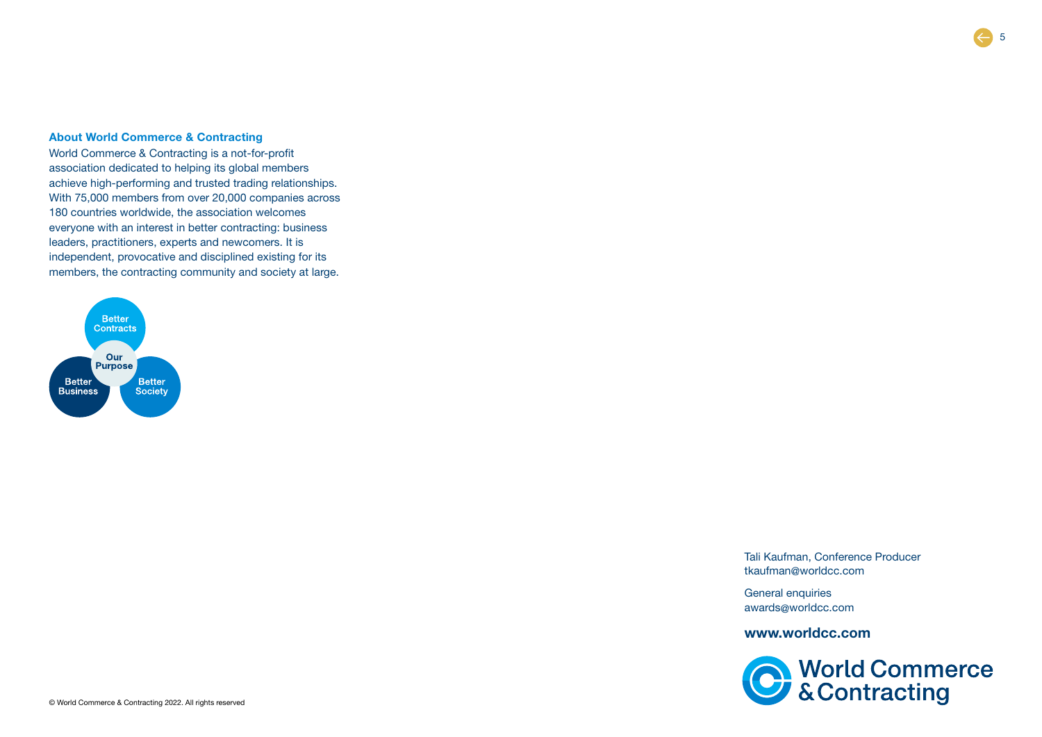## About World Commerce & Contracting

World Commerce & Contracting is a not-for-profit association dedicated to helping its global members achieve high-performing and trusted trading relationships. With 75,000 members from over 20,000 companies across 180 countries worldwide, the association welcomes everyone with an interest in better contracting: business leaders, practitioners, experts and newcomers. It is independent, provocative and disciplined existing for its members, the contracting community and society at large.

Better Contracts

Our Purpose

Better Business

Better Society

Tali Kaufman, Conference Producer
tkaufman@worldcc.com

General enquiries
awards@worldcc.com

**www.worldcc.com**

World Commerce & Contracting

© World Commerce & Contracting 2022. All rights reserved